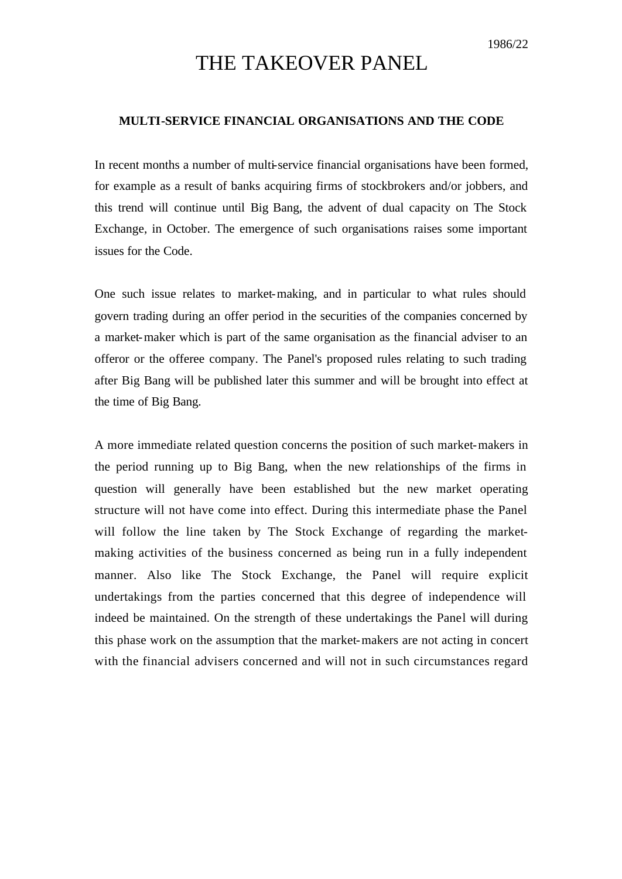1986/22

# THE TAKEOVER PANEL

## MULTI-SERVICE FINANCIAL ORGANISATIONS AND THE CODE

In recent months a number of multi-service financial organisations have been formed, for example as a result of banks acquiring firms of stockbrokers and/or jobbers, and this trend will continue until Big Bang, the advent of dual capacity on The Stock Exchange, in October. The emergence of such organisations raises some important issues for the Code.

One such issue relates to market-making, and in particular to what rules should govern trading during an offer period in the securities of the companies concerned by a market-maker which is part of the same organisation as the financial adviser to an offeror or the offeree company. The Panel's proposed rules relating to such trading after Big Bang will be published later this summer and will be brought into effect at the time of Big Bang.

A more immediate related question concerns the position of such market-makers in the period running up to Big Bang, when the new relationships of the firms in question will generally have been established but the new market operating structure will not have come into effect. During this intermediate phase the Panel will follow the line taken by The Stock Exchange of regarding the market-making activities of the business concerned as being run in a fully independent manner. Also like The Stock Exchange, the Panel will require explicit undertakings from the parties concerned that this degree of independence will indeed be maintained. On the strength of these undertakings the Panel will during this phase work on the assumption that the market-makers are not acting in concert with the financial advisers concerned and will not in such circumstances regard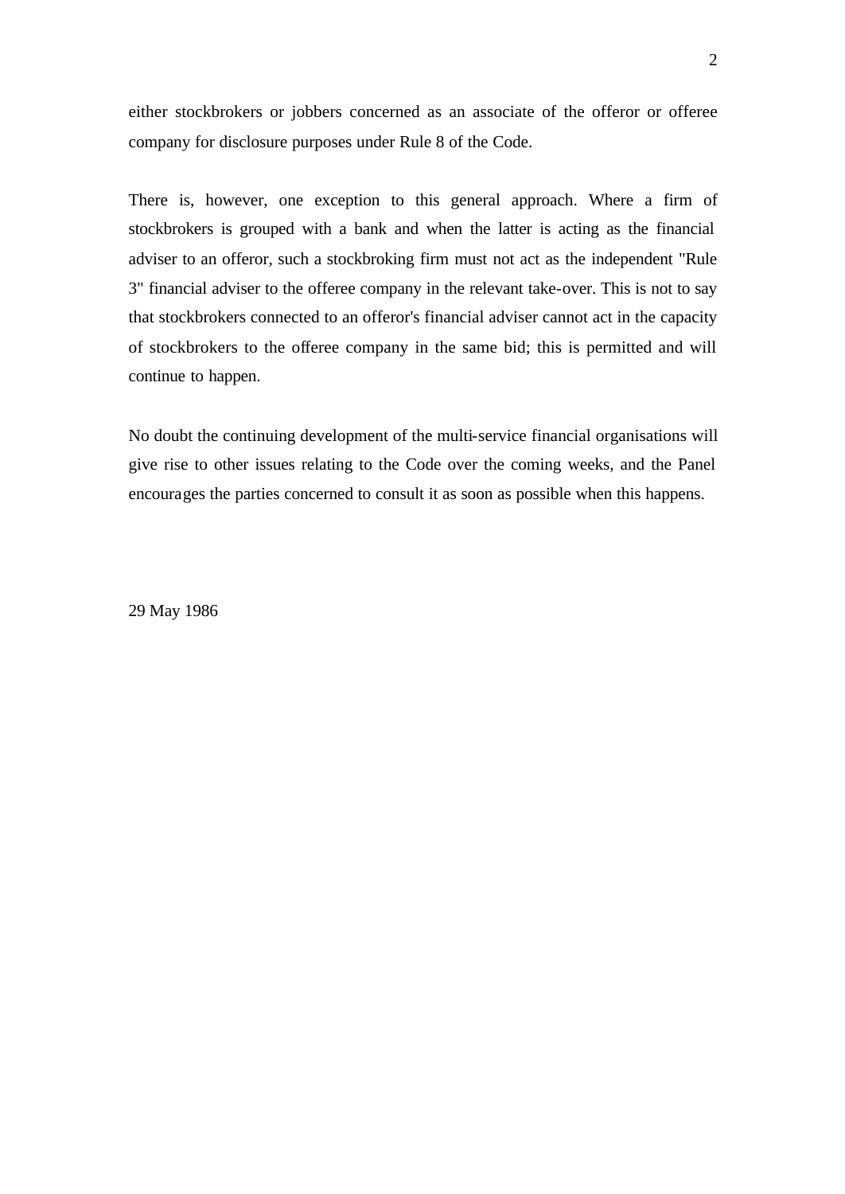either stockbrokers or jobbers concerned as an associate of the offeror or offeree company for disclosure purposes under Rule 8 of the Code.

There is, however, one exception to this general approach. Where a firm of stockbrokers is grouped with a bank and when the latter is acting as the financial adviser to an offeror, such a stockbroking firm must not act as the independent "Rule 3" financial adviser to the offeree company in the relevant take-over. This is not to say that stockbrokers connected to an offeror's financial adviser cannot act in the capacity of stockbrokers to the offeree company in the same bid; this is permitted and will continue to happen.

No doubt the continuing development of the multi-service financial organisations will give rise to other issues relating to the Code over the coming weeks, and the Panel encourages the parties concerned to consult it as soon as possible when this happens.

29 May 1986